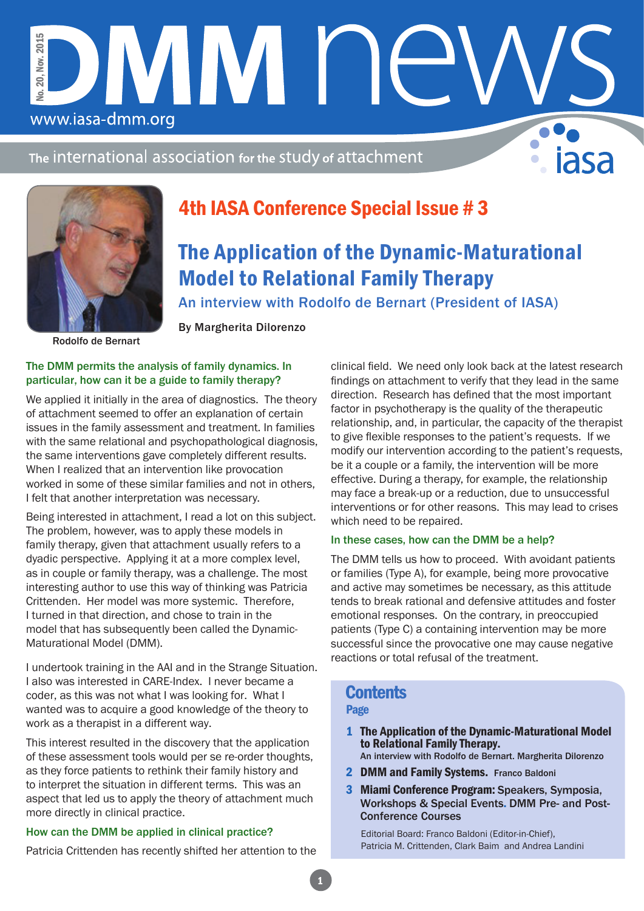# DMM news

No. 20, Nov. 2015

www.iasa-dmm.org

The international association for the study of attachment

iasa

Rodolfo de Bernart

## 4th IASA Conference Special Issue # 3

# The Application of the Dynamic-Maturational Model to Relational Family Therapy

### An interview with Rodolfo de Bernart (President of IASA)

By Margherita Dilorenzo

**The DMM permits the analysis of family dynamics. In particular, how can it be a guide to family therapy?**

We applied it initially in the area of diagnostics. The theory of attachment seemed to offer an explanation of certain issues in the family assessment and treatment. In families with the same relational and psychopathological diagnosis, the same interventions gave completely different results. When I realized that an intervention like provocation worked in some of these similar families and not in others, I felt that another interpretation was necessary.

Being interested in attachment, I read a lot on this subject. The problem, however, was to apply these models in family therapy, given that attachment usually refers to a dyadic perspective. Applying it at a more complex level, as in couple or family therapy, was a challenge. The most interesting author to use this way of thinking was Patricia Crittenden. Her model was more systemic. Therefore, I turned in that direction, and chose to train in the model that has subsequently been called the Dynamic-Maturational Model (DMM).

I undertook training in the AAI and in the Strange Situation. I also was interested in CARE-Index. I never became a coder, as this was not what I was looking for. What I wanted was to acquire a good knowledge of the theory to work as a therapist in a different way.

This interest resulted in the discovery that the application of these assessment tools would per se re-order thoughts, as they force patients to rethink their family history and to interpret the situation in different terms. This was an aspect that led us to apply the theory of attachment much more directly in clinical practice.

**How can the DMM be applied in clinical practice?**

Patricia Crittenden has recently shifted her attention to the clinical field. We need only look back at the latest research findings on attachment to verify that they lead in the same direction. Research has defined that the most important factor in psychotherapy is the quality of the therapeutic relationship, and, in particular, the capacity of the therapist to give flexible responses to the patient's requests. If we modify our intervention according to the patient's requests, be it a couple or a family, the intervention will be more effective. During a therapy, for example, the relationship may face a break-up or a reduction, due to unsuccessful interventions or for other reasons. This may lead to crises which need to be repaired.

**In these cases, how can the DMM be a help?**

The DMM tells us how to proceed. With avoidant patients or families (Type A), for example, being more provocative and active may sometimes be necessary, as this attitude tends to break rational and defensive attitudes and foster emotional responses. On the contrary, in preoccupied patients (Type C) a containing intervention may be more successful since the provocative one may cause negative reactions or total refusal of the treatment.

## Contents

**Page**

1. **The Application of the Dynamic-Maturational Model to Relational Family Therapy.**
   An interview with Rodolfo de Bernart. Margherita Dilorenzo
2. **DMM and Family Systems.** Franco Baldoni
3. **Miami Conference Program:** Speakers, Symposia, Workshops & Special Events. DMM Pre- and Post-Conference Courses

Editorial Board: Franco Baldoni (Editor-in-Chief), Patricia M. Crittenden, Clark Baim and Andrea Landini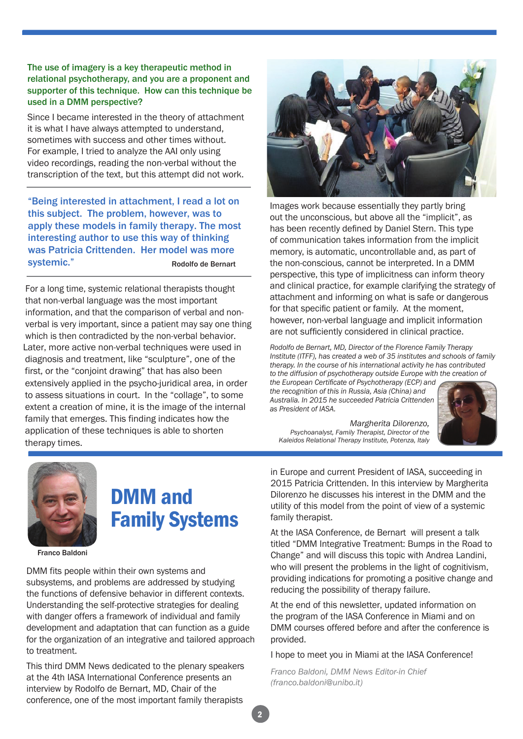**The use of imagery is a key therapeutic method in relational psychotherapy, and you are a proponent and supporter of this technique. How can this technique be used in a DMM perspective?**

Since I became interested in the theory of attachment it is what I have always attempted to understand, sometimes with success and other times without. For example, I tried to analyze the AAI only using video recordings, reading the non-verbal without the transcription of the text, but this attempt did not work.

> "Being interested in attachment, I read a lot on this subject. The problem, however, was to apply these models in family therapy. The most interesting author to use this way of thinking was Patricia Crittenden. Her model was more systemic."
>
> Rodolfo de Bernart

For a long time, systemic relational therapists thought that non-verbal language was the most important information, and that the comparison of verbal and non-verbal is very important, since a patient may say one thing which is then contradicted by the non-verbal behavior. Later, more active non-verbal techniques were used in diagnosis and treatment, like "sculpture", one of the first, or the "conjoint drawing" that has also been extensively applied in the psycho-juridical area, in order to assess situations in court. In the "collage", to some extent a creation of mine, it is the image of the internal family that emerges. This finding indicates how the application of these techniques is able to shorten therapy times.

Images work because essentially they partly bring out the unconscious, but above all the "implicit", as has been recently defined by Daniel Stern. This type of communication takes information from the implicit memory, is automatic, uncontrollable and, as part of the non-conscious, cannot be interpreted. In a DMM perspective, this type of implicitness can inform theory and clinical practice, for example clarifying the strategy of attachment and informing on what is safe or dangerous for that specific patient or family. At the moment, however, non-verbal language and implicit information are not sufficiently considered in clinical practice.

*Rodolfo de Bernart, MD, Director of the Florence Family Therapy Institute (ITFF), has created a web of 35 institutes and schools of family therapy. In the course of his international activity he has contributed to the diffusion of psychotherapy outside Europe with the creation of the European Certificate of Psychotherapy (ECP) and the recognition of this in Russia, Asia (China) and Australia. In 2015 he succeeded Patricia Crittenden as President of IASA.*

*Margherita Dilorenzo,*
*Psychoanalyst, Family Therapist, Director of the Kaleidos Relational Therapy Institute, Potenza, Italy*

# DMM and Family Systems

Franco Baldoni

DMM fits people within their own systems and subsystems, and problems are addressed by studying the functions of defensive behavior in different contexts. Understanding the self-protective strategies for dealing with danger offers a framework of individual and family development and adaptation that can function as a guide for the organization of an integrative and tailored approach to treatment.

This third DMM News dedicated to the plenary speakers at the 4th IASA International Conference presents an interview by Rodolfo de Bernart, MD, Chair of the conference, one of the most important family therapists in Europe and current President of IASA, succeeding in 2015 Patricia Crittenden. In this interview by Margherita Dilorenzo he discusses his interest in the DMM and the utility of this model from the point of view of a systemic family therapist.

At the IASA Conference, de Bernart will present a talk titled "DMM Integrative Treatment: Bumps in the Road to Change" and will discuss this topic with Andrea Landini, who will present the problems in the light of cognitivism, providing indications for promoting a positive change and reducing the possibility of therapy failure.

At the end of this newsletter, updated information on the program of the IASA Conference in Miami and on DMM courses offered before and after the conference is provided.

I hope to meet you in Miami at the IASA Conference!

*Franco Baldoni, DMM News Editor-in Chief (franco.baldoni@unibo.it)*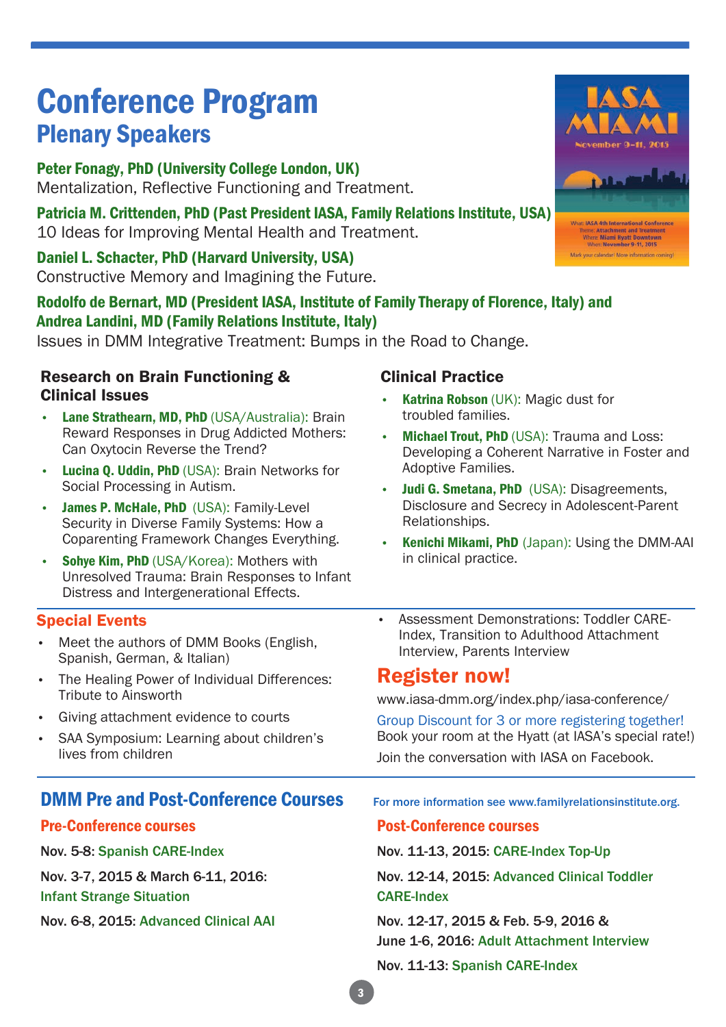# Conference Program

## Plenary Speakers

**Peter Fonagy, PhD (University College London, UK)**
Mentalization, Reflective Functioning and Treatment.

**Patricia M. Crittenden, PhD (Past President IASA, Family Relations Institute, USA)**
10 Ideas for Improving Mental Health and Treatment.

**Daniel L. Schacter, PhD (Harvard University, USA)**
Constructive Memory and Imagining the Future.

**Rodolfo de Bernart, MD (President IASA, Institute of Family Therapy of Florence, Italy) and Andrea Landini, MD (Family Relations Institute, Italy)**
Issues in DMM Integrative Treatment: Bumps in the Road to Change.

### Research on Brain Functioning & Clinical Issues

- **Lane Strathearn, MD, PhD** (USA/Australia): Brain Reward Responses in Drug Addicted Mothers: Can Oxytocin Reverse the Trend?
- **Lucina Q. Uddin, PhD** (USA): Brain Networks for Social Processing in Autism.
- **James P. McHale, PhD** (USA): Family-Level Security in Diverse Family Systems: How a Coparenting Framework Changes Everything.
- **Sohye Kim, PhD** (USA/Korea): Mothers with Unresolved Trauma: Brain Responses to Infant Distress and Intergenerational Effects.

### Clinical Practice

- **Katrina Robson** (UK): Magic dust for troubled families.
- **Michael Trout, PhD** (USA): Trauma and Loss: Developing a Coherent Narrative in Foster and Adoptive Families.
- **Judi G. Smetana, PhD** (USA): Disagreements, Disclosure and Secrecy in Adolescent-Parent Relationships.
- **Kenichi Mikami, PhD** (Japan): Using the DMM-AAI in clinical practice.

### Special Events

- Meet the authors of DMM Books (English, Spanish, German, & Italian)
- The Healing Power of Individual Differences: Tribute to Ainsworth
- Giving attachment evidence to courts
- SAA Symposium: Learning about children's lives from children
- Assessment Demonstrations: Toddler CARE-Index, Transition to Adulthood Attachment Interview, Parents Interview

### Register now!

www.iasa-dmm.org/index.php/iasa-conference/

Group Discount for 3 or more registering together!

Book your room at the Hyatt (at IASA's special rate!)

Join the conversation with IASA on Facebook.

IASA MIAMI
November 9–11, 2015

What: IASA 4th International Conference
Theme: Attachment and Treatment
Where: Miami Hyatt Downtown
When: November 9-11, 2015

Mark your calendar! More information coming!

## DMM Pre and Post-Conference Courses

For more information see www.familyrelationsinstitute.org.

### Pre-Conference courses

Nov. 5-8: Spanish CARE-Index

Nov. 3-7, 2015 & March 6-11, 2016: Infant Strange Situation

Nov. 6-8, 2015: Advanced Clinical AAI

### Post-Conference courses

Nov. 11-13, 2015: CARE-Index Top-Up

Nov. 12-14, 2015: Advanced Clinical Toddler CARE-Index

Nov. 12-17, 2015 & Feb. 5-9, 2016 & June 1-6, 2016: Adult Attachment Interview

Nov. 11-13: Spanish CARE-Index